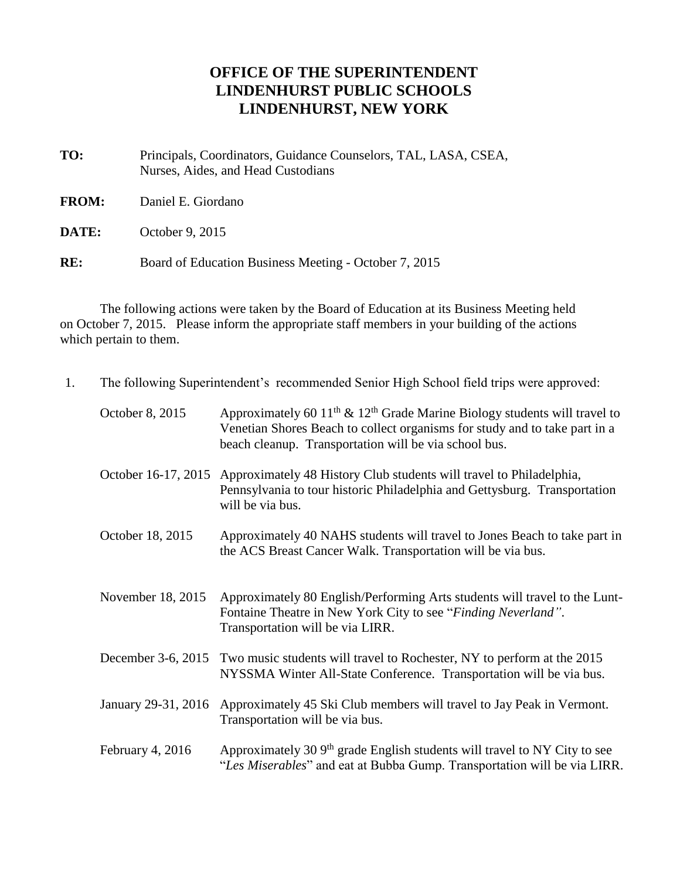# OFFICE OF THE SUPERINTENDENT
# LINDENHURST PUBLIC SCHOOLS
# LINDENHURST, NEW YORK

**TO:** Principals, Coordinators, Guidance Counselors, TAL, LASA, CSEA, Nurses, Aides, and Head Custodians

**FROM:** Daniel E. Giordano

**DATE:** October 9, 2015

**RE:** Board of Education Business Meeting - October 7, 2015

The following actions were taken by the Board of Education at its Business Meeting held on October 7, 2015. Please inform the appropriate staff members in your building of the actions which pertain to them.

1. The following Superintendent's recommended Senior High School field trips were approved:

| | |
|---|---|
| October 8, 2015 | Approximately 60 11th & 12th Grade Marine Biology students will travel to Venetian Shores Beach to collect organisms for study and to take part in a beach cleanup. Transportation will be via school bus. |
| October 16-17, 2015 | Approximately 48 History Club students will travel to Philadelphia, Pennsylvania to tour historic Philadelphia and Gettysburg. Transportation will be via bus. |
| October 18, 2015 | Approximately 40 NAHS students will travel to Jones Beach to take part in the ACS Breast Cancer Walk. Transportation will be via bus. |
| November 18, 2015 | Approximately 80 English/Performing Arts students will travel to the Lunt-Fontaine Theatre in New York City to see "*Finding Neverland*". Transportation will be via LIRR. |
| December 3-6, 2015 | Two music students will travel to Rochester, NY to perform at the 2015 NYSSMA Winter All-State Conference. Transportation will be via bus. |
| January 29-31, 2016 | Approximately 45 Ski Club members will travel to Jay Peak in Vermont. Transportation will be via bus. |
| February 4, 2016 | Approximately 30 9th grade English students will travel to NY City to see "*Les Miserables*" and eat at Bubba Gump. Transportation will be via LIRR. |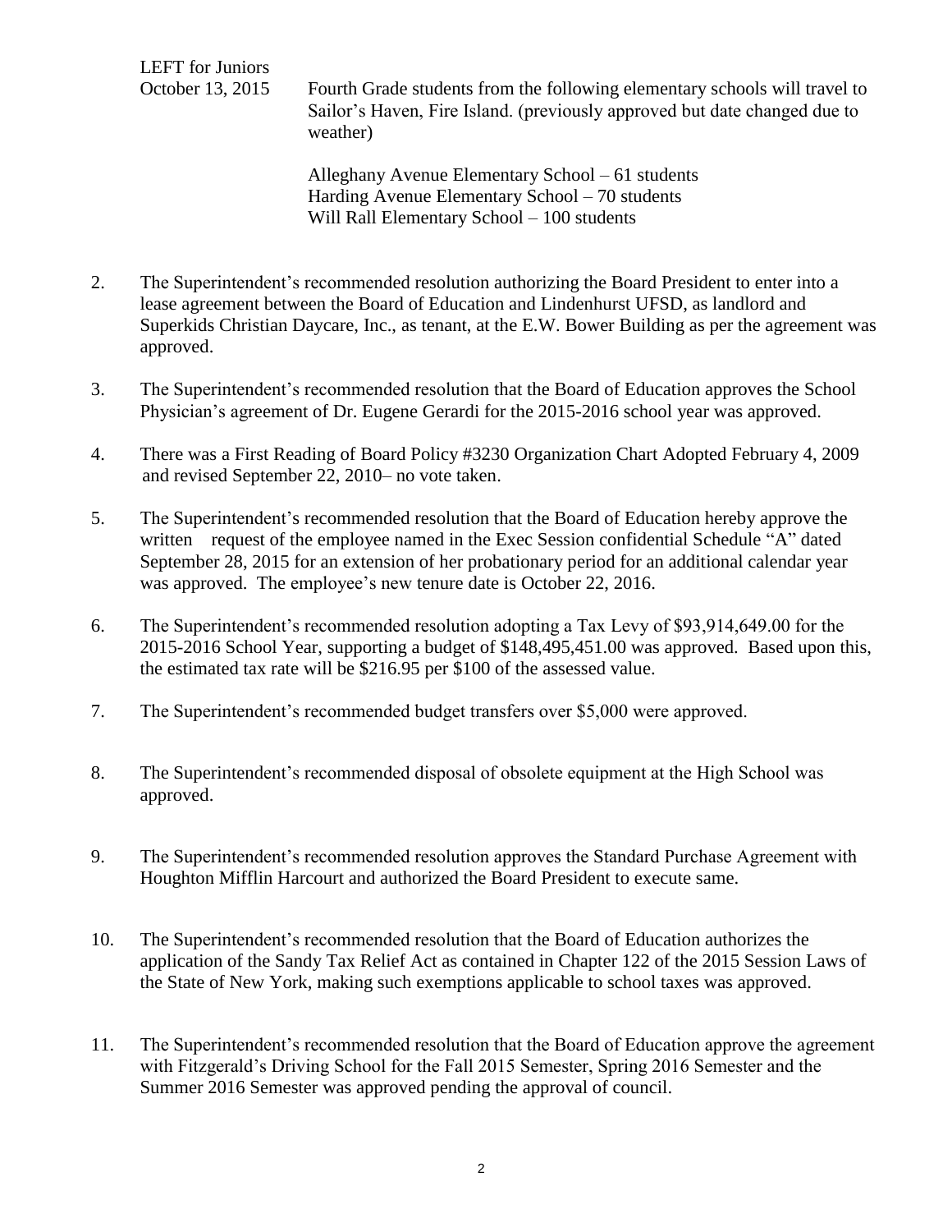LEFT for Juniors

October 13, 2015 — Fourth Grade students from the following elementary schools will travel to Sailor's Haven, Fire Island. (previously approved but date changed due to weather)

Alleghany Avenue Elementary School – 61 students
Harding Avenue Elementary School – 70 students
Will Rall Elementary School – 100 students

2. The Superintendent's recommended resolution authorizing the Board President to enter into a lease agreement between the Board of Education and Lindenhurst UFSD, as landlord and Superkids Christian Daycare, Inc., as tenant, at the E.W. Bower Building as per the agreement was approved.

3. The Superintendent's recommended resolution that the Board of Education approves the School Physician's agreement of Dr. Eugene Gerardi for the 2015-2016 school year was approved.

4. There was a First Reading of Board Policy #3230 Organization Chart Adopted February 4, 2009 and revised September 22, 2010– no vote taken.

5. The Superintendent's recommended resolution that the Board of Education hereby approve the written request of the employee named in the Exec Session confidential Schedule "A" dated September 28, 2015 for an extension of her probationary period for an additional calendar year was approved. The employee's new tenure date is October 22, 2016.

6. The Superintendent's recommended resolution adopting a Tax Levy of $93,914,649.00 for the 2015-2016 School Year, supporting a budget of $148,495,451.00 was approved. Based upon this, the estimated tax rate will be $216.95 per $100 of the assessed value.

7. The Superintendent's recommended budget transfers over $5,000 were approved.

8. The Superintendent's recommended disposal of obsolete equipment at the High School was approved.

9. The Superintendent's recommended resolution approves the Standard Purchase Agreement with Houghton Mifflin Harcourt and authorized the Board President to execute same.

10. The Superintendent's recommended resolution that the Board of Education authorizes the application of the Sandy Tax Relief Act as contained in Chapter 122 of the 2015 Session Laws of the State of New York, making such exemptions applicable to school taxes was approved.

11. The Superintendent's recommended resolution that the Board of Education approve the agreement with Fitzgerald's Driving School for the Fall 2015 Semester, Spring 2016 Semester and the Summer 2016 Semester was approved pending the approval of council.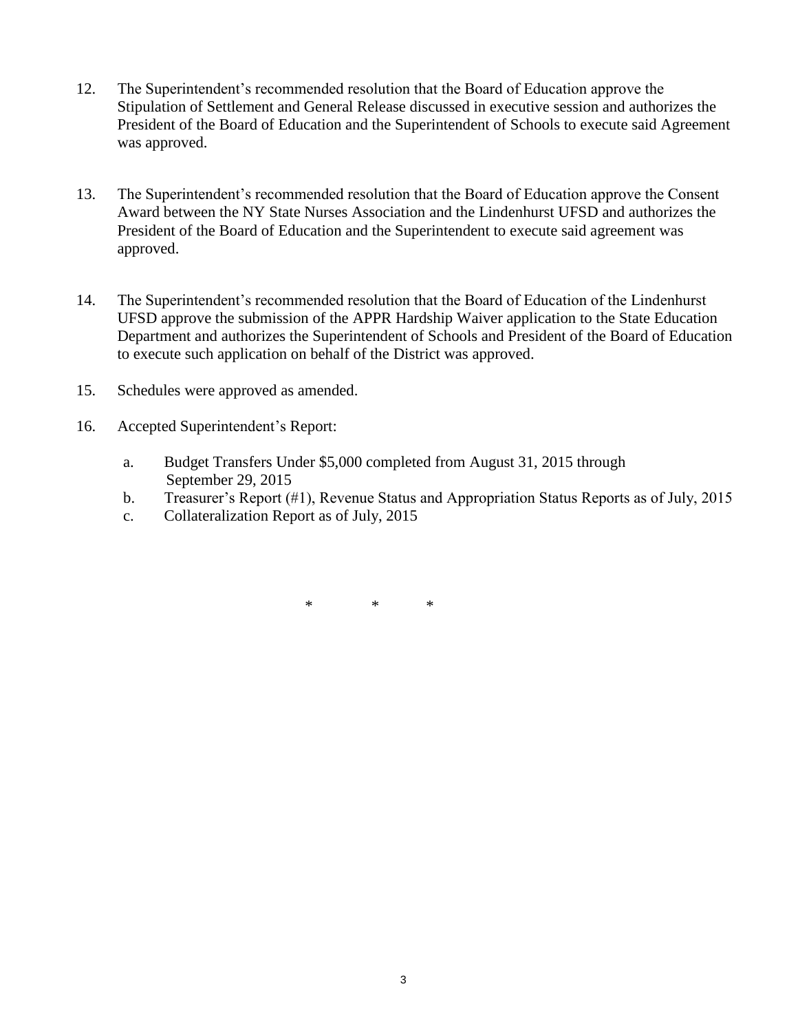12. The Superintendent's recommended resolution that the Board of Education approve the Stipulation of Settlement and General Release discussed in executive session and authorizes the President of the Board of Education and the Superintendent of Schools to execute said Agreement was approved.

13. The Superintendent's recommended resolution that the Board of Education approve the Consent Award between the NY State Nurses Association and the Lindenhurst UFSD and authorizes the President of the Board of Education and the Superintendent to execute said agreement was approved.

14. The Superintendent's recommended resolution that the Board of Education of the Lindenhurst UFSD approve the submission of the APPR Hardship Waiver application to the State Education Department and authorizes the Superintendent of Schools and President of the Board of Education to execute such application on behalf of the District was approved.

15. Schedules were approved as amended.

16. Accepted Superintendent's Report:

    a. Budget Transfers Under $5,000 completed from August 31, 2015 through September 29, 2015
    b. Treasurer's Report (#1), Revenue Status and Appropriation Status Reports as of July, 2015
    c. Collateralization Report as of July, 2015

\*　　　\*　　　\*